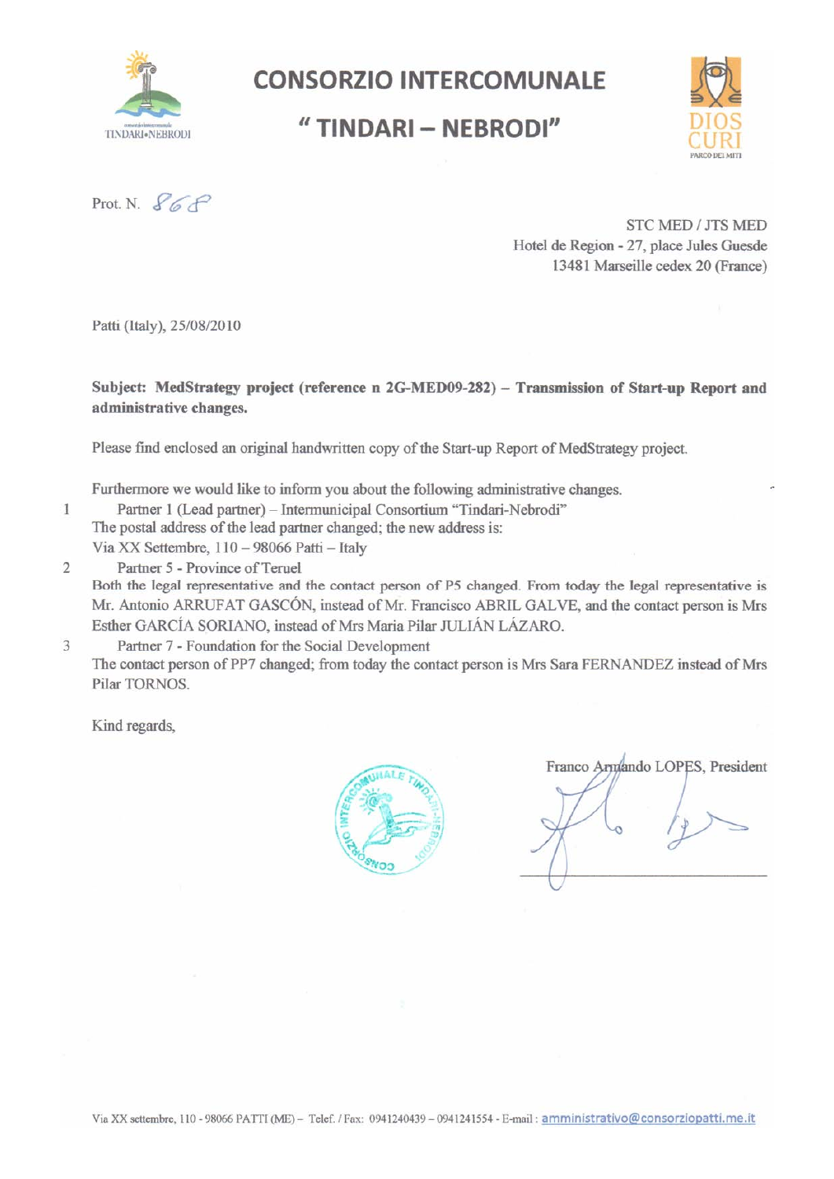# CONSORZIO INTERCOMUNALE

# " TINDARI – NEBRODI"

Prot. N. 868

STC MED / JTS MED
Hotel de Region - 27, place Jules Guesde
13481 Marseille cedex 20 (France)

Patti (Italy), 25/08/2010

**Subject: MedStrategy project (reference n 2G-MED09-282) – Transmission of Start-up Report and administrative changes.**

Please find enclosed an original handwritten copy of the Start-up Report of MedStrategy project.

Furthermore we would like to inform you about the following administrative changes.

1. Partner 1 (Lead partner) – Intermunicipal Consortium "Tindari-Nebrodi"
   The postal address of the lead partner changed; the new address is:
   Via XX Settembre, 110 – 98066 Patti – Italy
2. Partner 5 - Province of Teruel
   Both the legal representative and the contact person of P5 changed. From today the legal representative is Mr. Antonio ARRUFAT GASCÓN, instead of Mr. Francisco ABRIL GALVE, and the contact person is Mrs Esther GARCÍA SORIANO, instead of Mrs Maria Pilar JULIÁN LÁZARO.
3. Partner 7 - Foundation for the Social Development
   The contact person of PP7 changed; from today the contact person is Mrs Sara FERNANDEZ instead of Mrs Pilar TORNOS.

Kind regards,

Franco Armando LOPES, President

Via XX settembre, 110 - 98066 PATTI (ME) – Telef. / Fax: 0941240439 – 0941241554 - E-mail : amministrativo@consorziopatti.me.it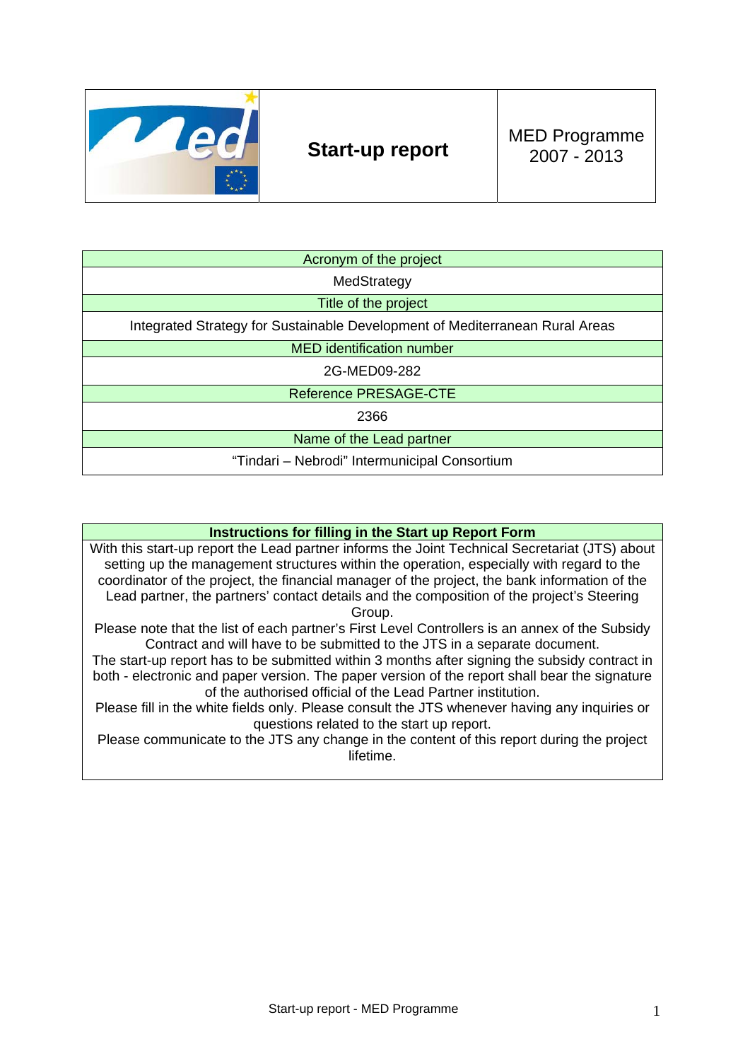| Start-up report | MED Programme 2007 - 2013 |
| --- | --- |

| Acronym of the project |
| --- |
| MedStrategy |
| Title of the project |
| Integrated Strategy for Sustainable Development of Mediterranean Rural Areas |
| MED identification number |
| 2G-MED09-282 |
| Reference PRESAGE-CTE |
| 2366 |
| Name of the Lead partner |
| "Tindari – Nebrodi" Intermunicipal Consortium |

| **Instructions for filling in the Start up Report Form** |
| --- |
| With this start-up report the Lead partner informs the Joint Technical Secretariat (JTS) about setting up the management structures within the operation, especially with regard to the coordinator of the project, the financial manager of the project, the bank information of the Lead partner, the partners' contact details and the composition of the project's Steering Group.<br>Please note that the list of each partner's First Level Controllers is an annex of the Subsidy Contract and will have to be submitted to the JTS in a separate document.<br>The start-up report has to be submitted within 3 months after signing the subsidy contract in both - electronic and paper version. The paper version of the report shall bear the signature of the authorised official of the Lead Partner institution.<br>Please fill in the white fields only. Please consult the JTS whenever having any inquiries or questions related to the start up report.<br>Please communicate to the JTS any change in the content of this report during the project lifetime. |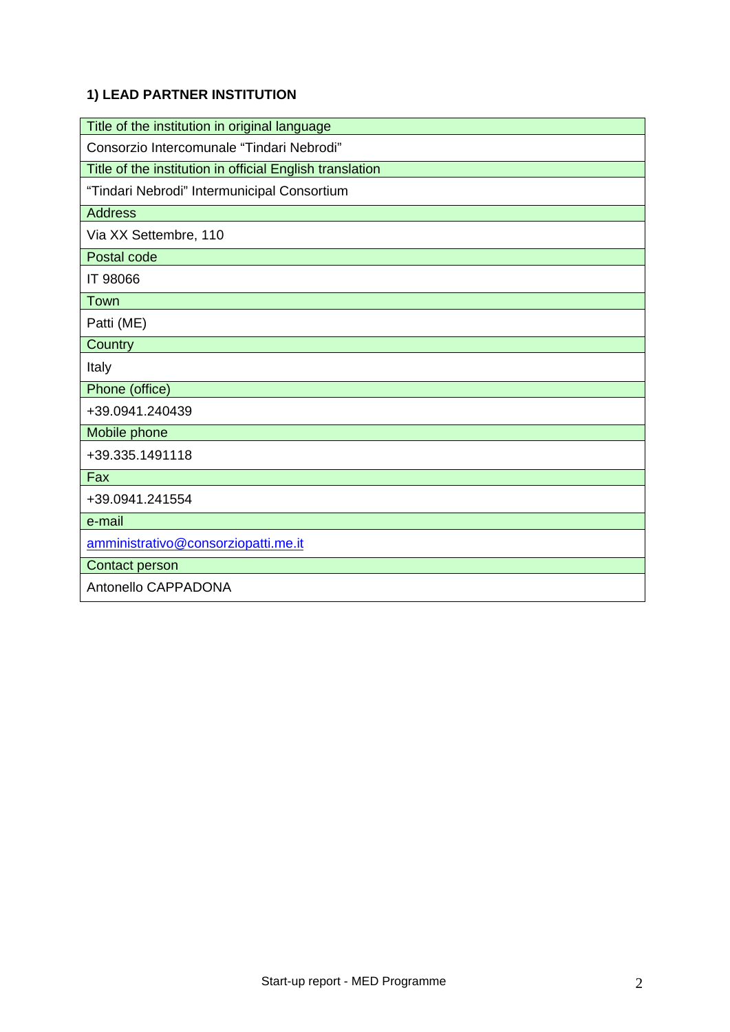**1) LEAD PARTNER INSTITUTION**

| Title of the institution in original language |
|---|
| Consorzio Intercomunale “Tindari Nebrodi” |
| Title of the institution in official English translation |
| “Tindari Nebrodi” Intermunicipal Consortium |
| Address |
| Via XX Settembre, 110 |
| Postal code |
| IT 98066 |
| Town |
| Patti (ME) |
| Country |
| Italy |
| Phone (office) |
| +39.0941.240439 |
| Mobile phone |
| +39.335.1491118 |
| Fax |
| +39.0941.241554 |
| e-mail |
| amministrativo@consorziopatti.me.it |
| Contact person |
| Antonello CAPPADONA |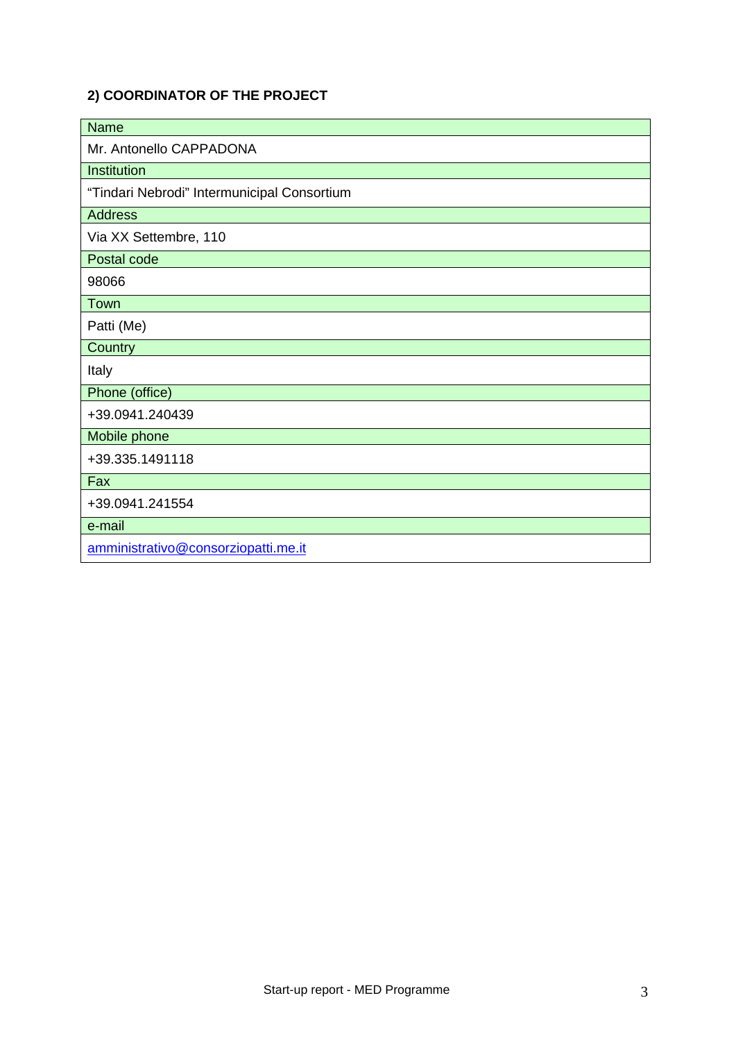**2) COORDINATOR OF THE PROJECT**

| Name |
| --- |
| Mr. Antonello CAPPADONA |
| Institution |
| “Tindari Nebrodi” Intermunicipal Consortium |
| Address |
| Via XX Settembre, 110 |
| Postal code |
| 98066 |
| Town |
| Patti (Me) |
| Country |
| Italy |
| Phone (office) |
| +39.0941.240439 |
| Mobile phone |
| +39.335.1491118 |
| Fax |
| +39.0941.241554 |
| e-mail |
| amministrativo@consorziopatti.me.it |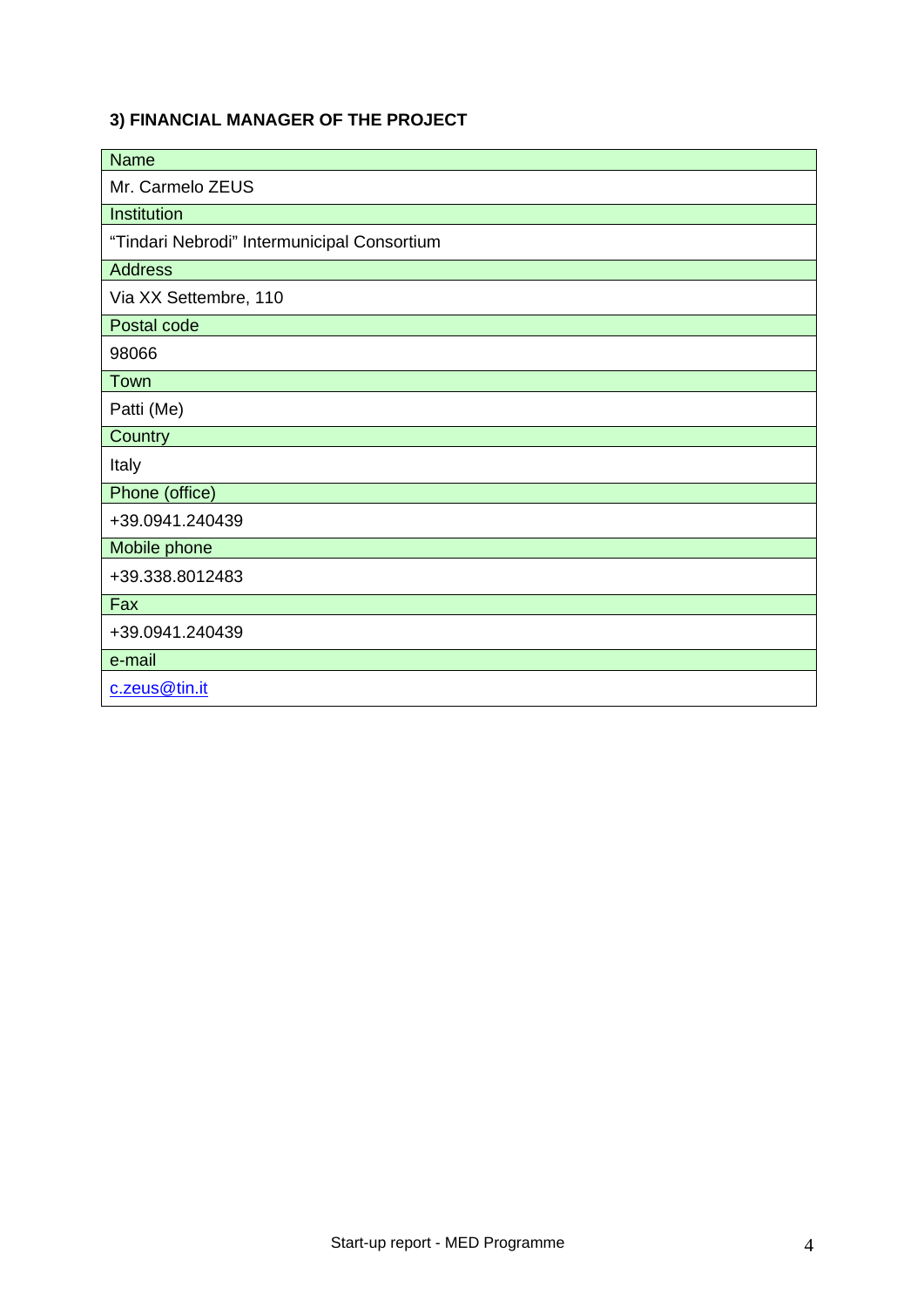### 3) FINANCIAL MANAGER OF THE PROJECT

| Name |
| --- |
| Mr. Carmelo ZEUS |
| Institution |
| "Tindari Nebrodi" Intermunicipal Consortium |
| Address |
| Via XX Settembre, 110 |
| Postal code |
| 98066 |
| Town |
| Patti (Me) |
| Country |
| Italy |
| Phone (office) |
| +39.0941.240439 |
| Mobile phone |
| +39.338.8012483 |
| Fax |
| +39.0941.240439 |
| e-mail |
| c.zeus@tin.it |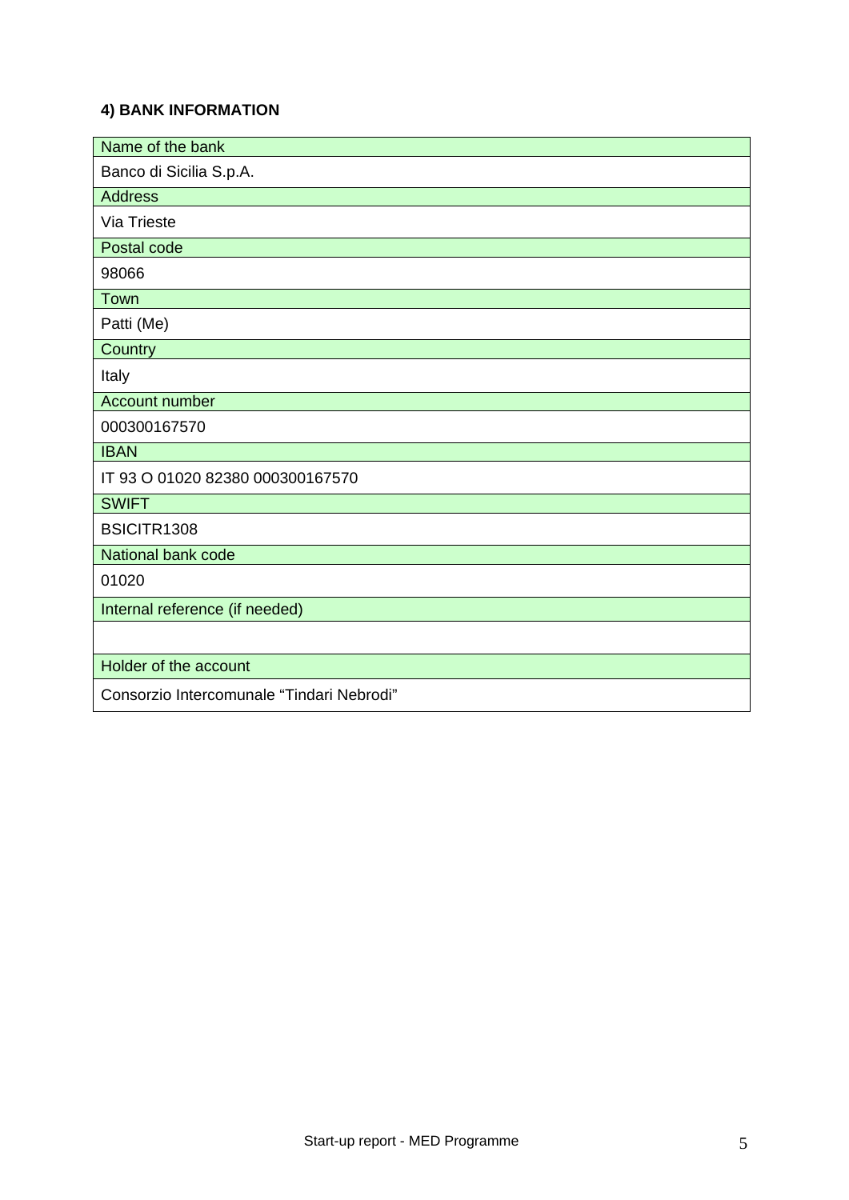### 4) BANK INFORMATION

| Name of the bank |
|---|
| Banco di Sicilia S.p.A. |
| Address |
| Via Trieste |
| Postal code |
| 98066 |
| Town |
| Patti (Me) |
| Country |
| Italy |
| Account number |
| 000300167570 |
| IBAN |
| IT 93 O 01020 82380 000300167570 |
| SWIFT |
| BSICITR1308 |
| National bank code |
| 01020 |
| Internal reference (if needed) |
| |
| Holder of the account |
| Consorzio Intercomunale “Tindari Nebrodi” |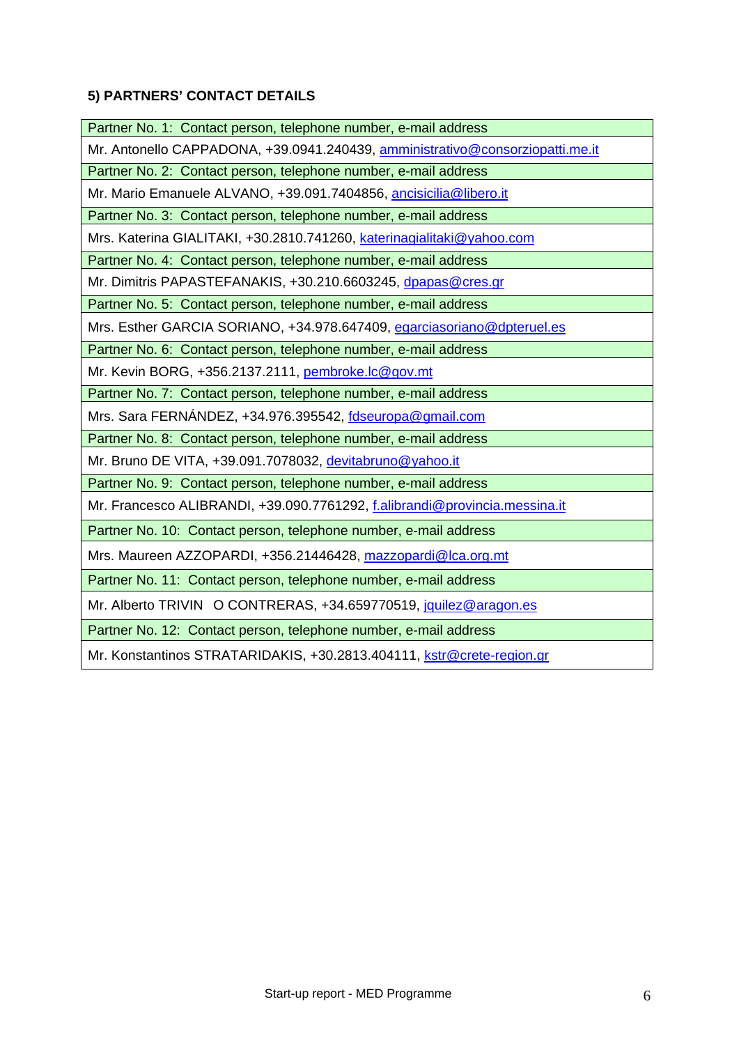### 5) PARTNERS' CONTACT DETAILS

| Partner No. 1: Contact person, telephone number, e-mail address |
|---|
| Mr. Antonello CAPPADONA, +39.0941.240439, amministrativo@consorziopatti.me.it |
| Partner No. 2: Contact person, telephone number, e-mail address |
| Mr. Mario Emanuele ALVANO, +39.091.7404856, ancisicilia@libero.it |
| Partner No. 3: Contact person, telephone number, e-mail address |
| Mrs. Katerina GIALITAKI, +30.2810.741260, katerinagialitaki@yahoo.com |
| Partner No. 4: Contact person, telephone number, e-mail address |
| Mr. Dimitris PAPASTEFANAKIS, +30.210.6603245, dpapas@cres.gr |
| Partner No. 5: Contact person, telephone number, e-mail address |
| Mrs. Esther GARCIA SORIANO, +34.978.647409, egarciasoriano@dpteruel.es |
| Partner No. 6: Contact person, telephone number, e-mail address |
| Mr. Kevin BORG, +356.2137.2111, pembroke.lc@gov.mt |
| Partner No. 7: Contact person, telephone number, e-mail address |
| Mrs. Sara FERNÁNDEZ, +34.976.395542, fdseuropa@gmail.com |
| Partner No. 8: Contact person, telephone number, e-mail address |
| Mr. Bruno DE VITA, +39.091.7078032, devitabruno@yahoo.it |
| Partner No. 9: Contact person, telephone number, e-mail address |
| Mr. Francesco ALIBRANDI, +39.090.7761292, f.alibrandi@provincia.messina.it |
| Partner No. 10: Contact person, telephone number, e-mail address |
| Mrs. Maureen AZZOPARDI, +356.21446428, mazzopardi@lca.org.mt |
| Partner No. 11: Contact person, telephone number, e-mail address |
| Mr. Alberto TRIVIN O CONTRERAS, +34.659770519, jquilez@aragon.es |
| Partner No. 12: Contact person, telephone number, e-mail address |
| Mr. Konstantinos STRATARIDAKIS, +30.2813.404111, kstr@crete-region.gr |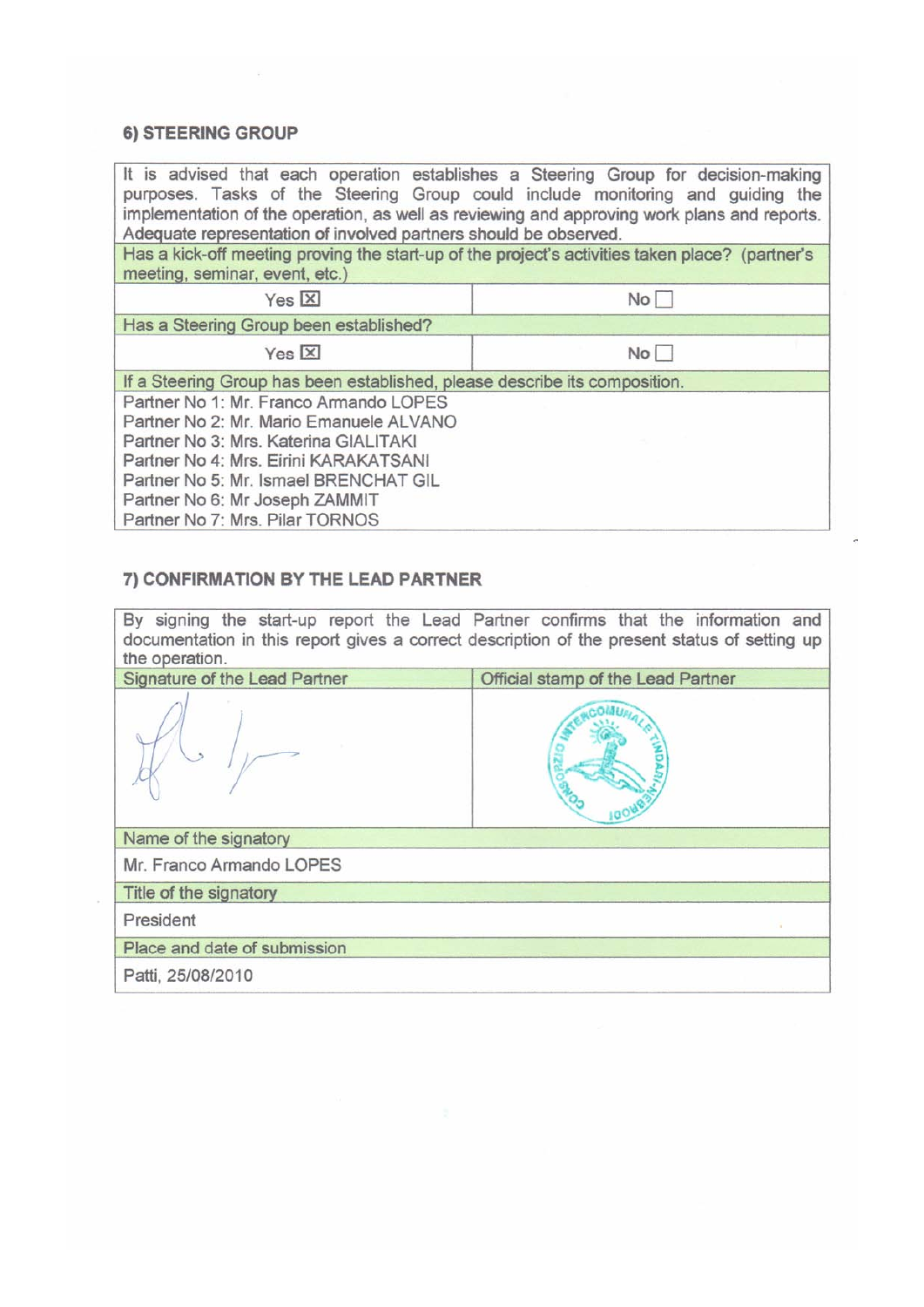## 6) STEERING GROUP

| It is advised that each operation establishes a Steering Group for decision-making purposes. Tasks of the Steering Group could include monitoring and guiding the implementation of the operation, as well as reviewing and approving work plans and reports. Adequate representation of involved partners should be observed. | |
|---|---|
| Has a kick-off meeting proving the start-up of the project's activities taken place? (partner's meeting, seminar, event, etc.) | |
| Yes ☒ | No ☐ |
| Has a Steering Group been established? | |
| Yes ☒ | No ☐ |
| If a Steering Group has been established, please describe its composition. | |
| Partner No 1: Mr. Franco Armando LOPES<br>Partner No 2: Mr. Mario Emanuele ALVANO<br>Partner No 3: Mrs. Katerina GIALITAKI<br>Partner No 4: Mrs. Eirini KARAKATSANI<br>Partner No 5: Mr. Ismael BRENCHAT GIL<br>Partner No 6: Mr Joseph ZAMMIT<br>Partner No 7: Mrs. Pilar TORNOS | |

## 7) CONFIRMATION BY THE LEAD PARTNER

| By signing the start-up report the Lead Partner confirms that the information and documentation in this report gives a correct description of the present status of setting up the operation. | |
|---|---|
| Signature of the Lead Partner | Official stamp of the Lead Partner |
| [signature] | [stamp: CONSORZIO INTERCOMUNALE TINDARI-NEBRODI] |
| Name of the signatory | |
| Mr. Franco Armando LOPES | |
| Title of the signatory | |
| President | |
| Place and date of submission | |
| Patti, 25/08/2010 | |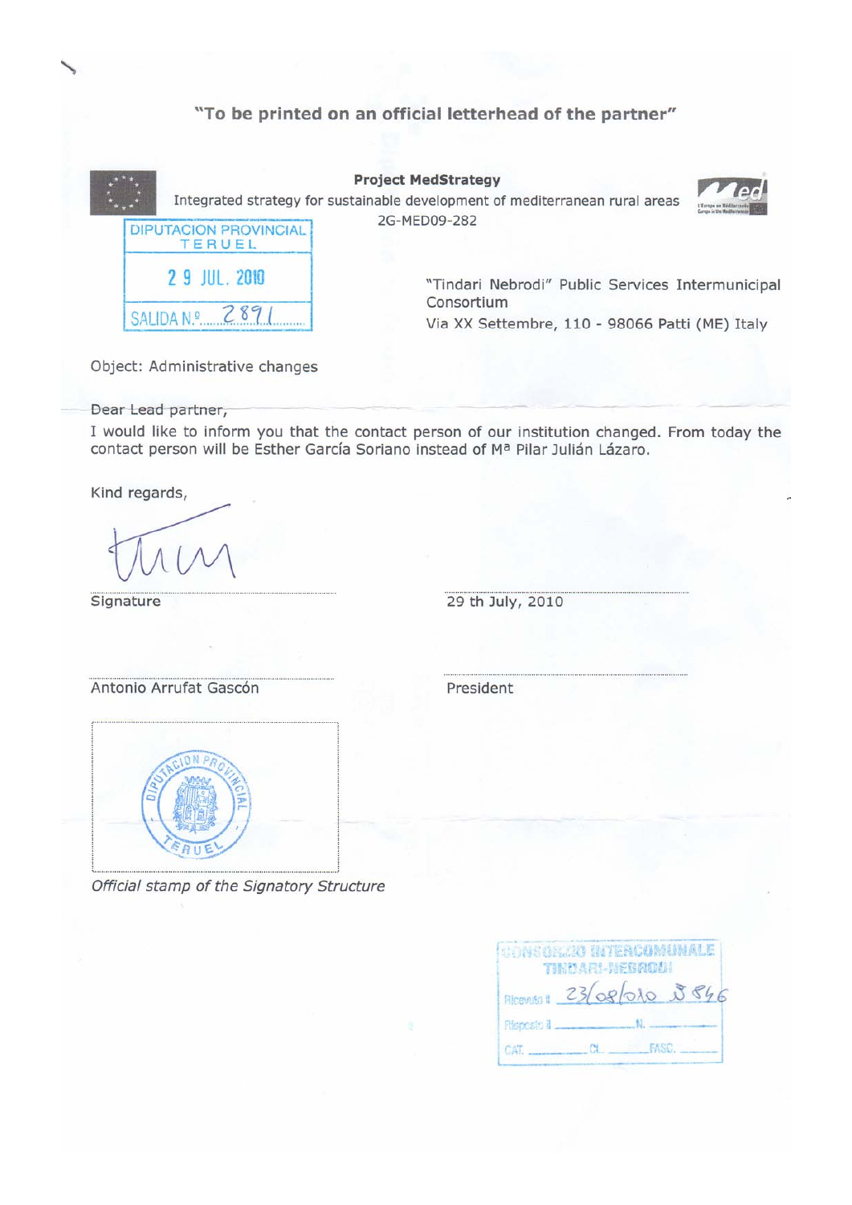**"To be printed on an official letterhead of the partner"**

**Project MedStrategy**

Integrated strategy for sustainable development of mediterranean rural areas

2G-MED09-282

DIPUTACION PROVINCIAL TERUEL
29 JUL. 2010
SALIDA N.º 2891

"Tindari Nebrodi" Public Services Intermunicipal Consortium

Via XX Settembre, 110 - 98066 Patti (ME) Italy

Object: Administrative changes

Dear Lead partner,

I would like to inform you that the contact person of our institution changed. From today the contact person will be Esther García Soriano instead of Mª Pilar Julián Lázaro.

Kind regards,

Signature

29 th July, 2010

Antonio Arrufat Gascón

President

DIPUTACION PROVINCIAL TERUEL

*Official stamp of the Signatory Structure*

CONSORZIO INTERCOMUNALE TINDARI-NEBRODI
Ricevuto il 23/08/2010 5846
Risposto il ________ N. ________
CAT. ______ CL. ______ FASC. ______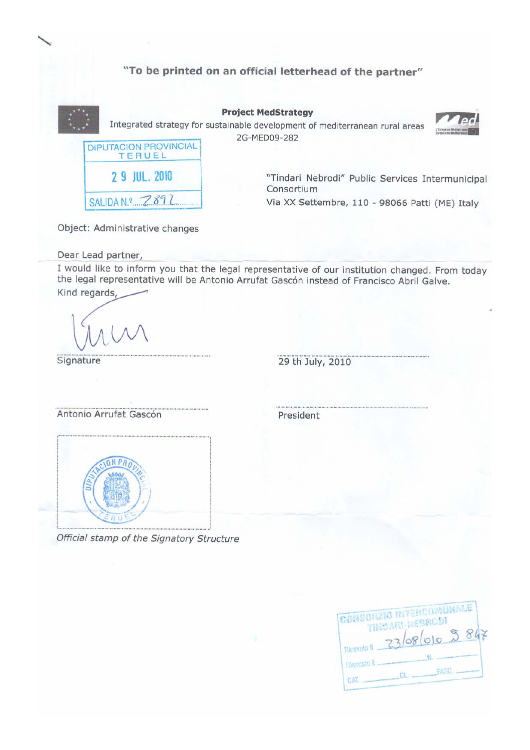"To be printed on an official letterhead of the partner"

**Project MedStrategy**

Integrated strategy for sustainable development of mediterranean rural areas

2G-MED09-282

DIPUTACION PROVINCIAL
TERUEL
29 JUL. 2010
SALIDA N.º 2892

"Tindari Nebrodi" Public Services Intermunicipal Consortium

Via XX Settembre, 110 - 98066 Patti (ME) Italy

Object: Administrative changes

Dear Lead partner,

I would like to inform you that the legal representative of our institution changed. From today the legal representative will be Antonio Arrufat Gascón instead of Francisco Abril Galve.

Kind regards,

Signature

29 th July, 2010

Antonio Arrufat Gascón

President

DIPUTACION PROVINCIAL TERUEL

*Official stamp of the Signatory Structure*

CONSORZIO INTERCOMUNALE TINDARI-NEBRODI

Ricevuto il 23/08/010 5 847

Riscosso il ______ N. ______

CAT. ______ CL. ______ FASC. ______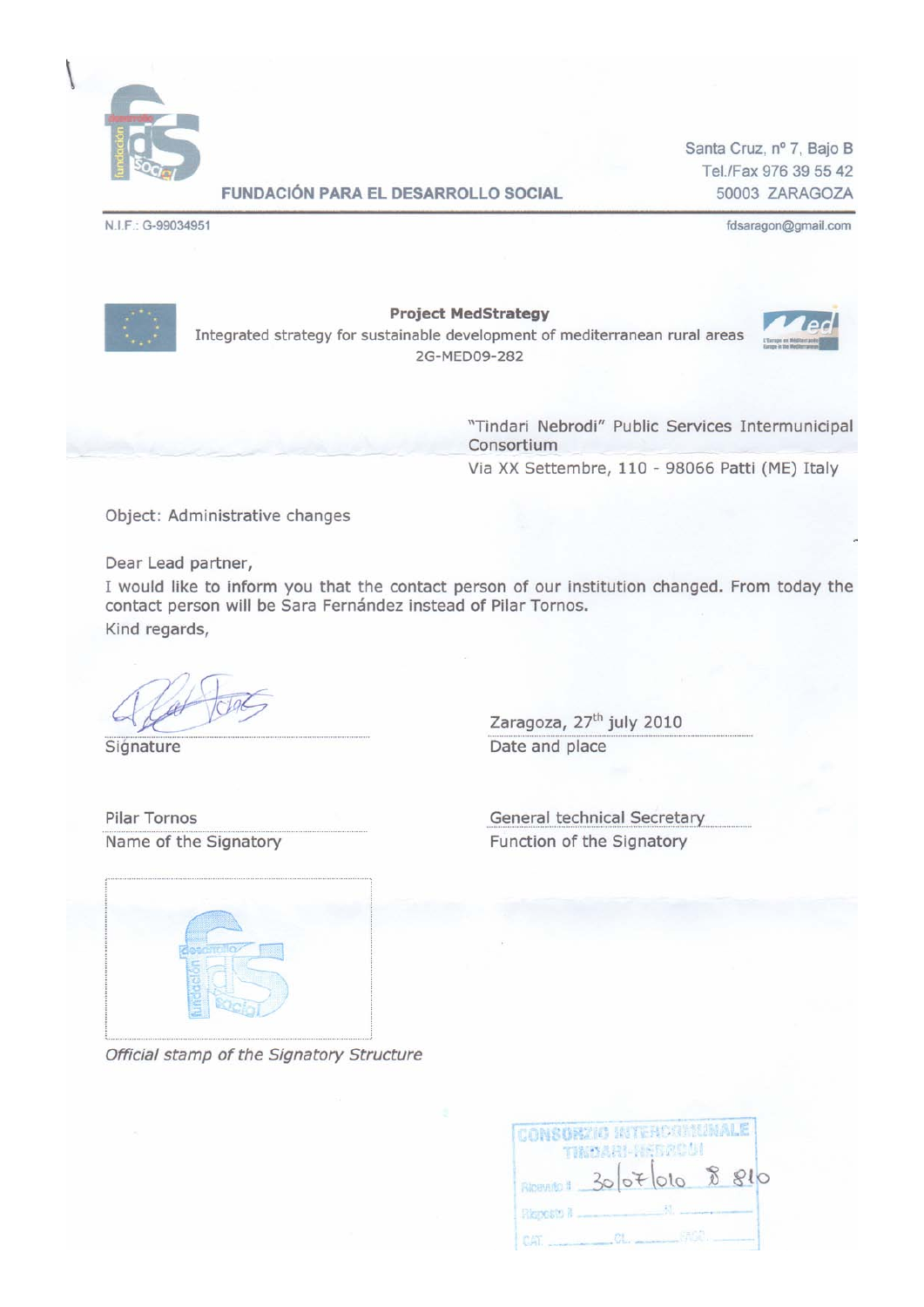FUNDACIÓN PARA EL DESARROLLO SOCIAL

Santa Cruz, nº 7, Bajo B
Tel./Fax 976 39 55 42
50003 ZARAGOZA

N.I.F.: G-99034951

fdsaragon@gmail.com

**Project MedStrategy**
Integrated strategy for sustainable development of mediterranean rural areas
2G-MED09-282

"Tindari Nebrodi" Public Services Intermunicipal Consortium
Via XX Settembre, 110 - 98066 Patti (ME) Italy

Object: Administrative changes

Dear Lead partner,
I would like to inform you that the contact person of our institution changed. From today the contact person will be Sara Fernández instead of Pilar Tornos.
Kind regards,

Signature

Zaragoza, 27th july 2010
Date and place

Pilar Tornos
Name of the Signatory

General technical Secretary
Function of the Signatory

*Official stamp of the Signatory Structure*

CONSORZIO INTERCOMUNALE TINDARI-NEBRODI
Ricevuto il 30/07/010 8 810
Risposto il ______ N. ______
CAT. ______ CL. ______ FASC. ______